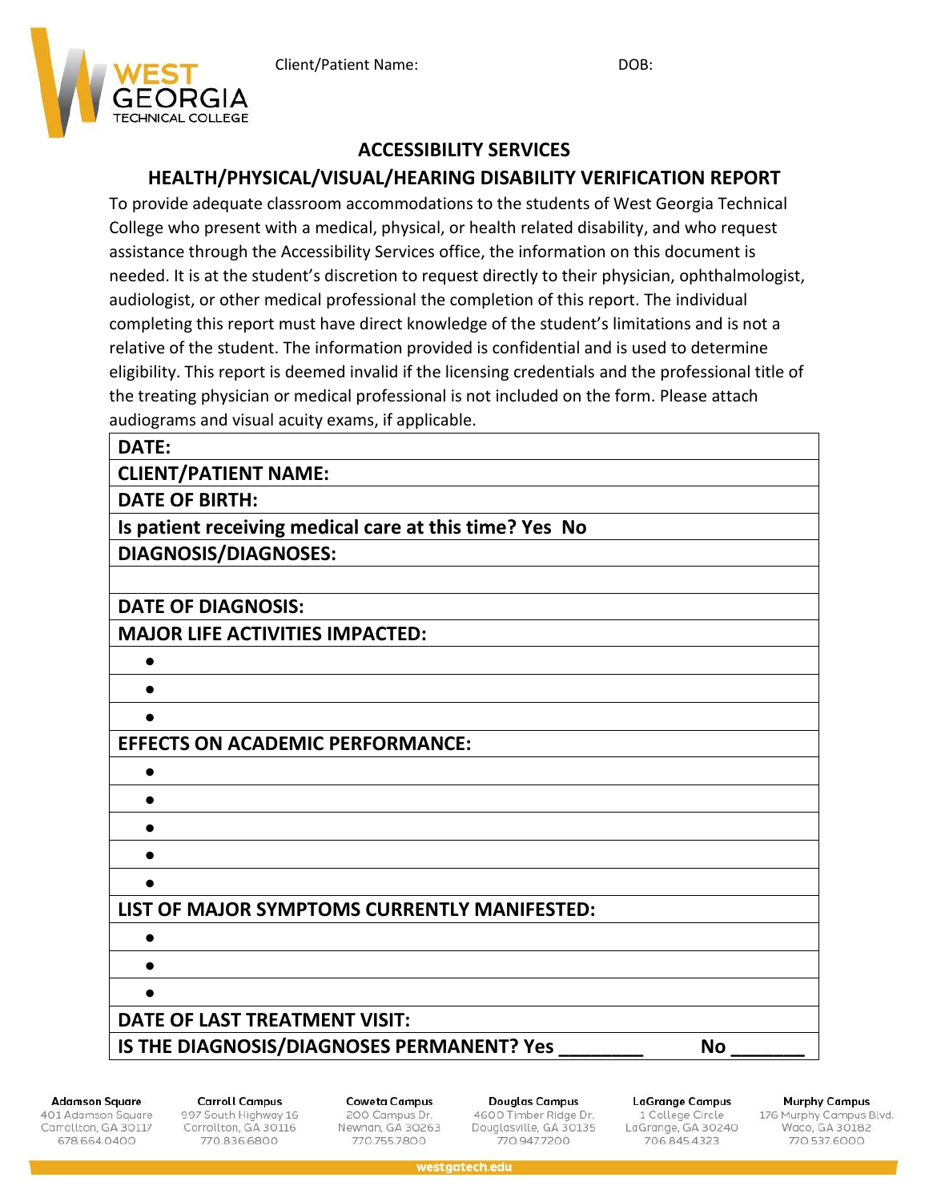Client/Patient Name: DOB:

## ACCESSIBILITY SERVICES

## HEALTH/PHYSICAL/VISUAL/HEARING DISABILITY VERIFICATION REPORT

To provide adequate classroom accommodations to the students of West Georgia Technical College who present with a medical, physical, or health related disability, and who request assistance through the Accessibility Services office, the information on this document is needed. It is at the student's discretion to request directly to their physician, ophthalmologist, audiologist, or other medical professional the completion of this report. The individual completing this report must have direct knowledge of the student's limitations and is not a relative of the student. The information provided is confidential and is used to determine eligibility. This report is deemed invalid if the licensing credentials and the professional title of the treating physician or medical professional is not included on the form. Please attach audiograms and visual acuity exams, if applicable.

| |
|---|
| **DATE:** |
| **CLIENT/PATIENT NAME:** |
| **DATE OF BIRTH:** |
| **Is patient receiving medical care at this time? Yes No** |
| **DIAGNOSIS/DIAGNOSES:** |
| |
| **DATE OF DIAGNOSIS:** |
| **MAJOR LIFE ACTIVITIES IMPACTED:** |
| ● |
| ● |
| ● |
| **EFFECTS ON ACADEMIC PERFORMANCE:** |
| ● |
| ● |
| ● |
| ● |
| ● |
| **LIST OF MAJOR SYMPTOMS CURRENTLY MANIFESTED:** |
| ● |
| ● |
| ● |
| **DATE OF LAST TREATMENT VISIT:** |
| **IS THE DIAGNOSIS/DIAGNOSES PERMANENT? Yes ________ No _______** |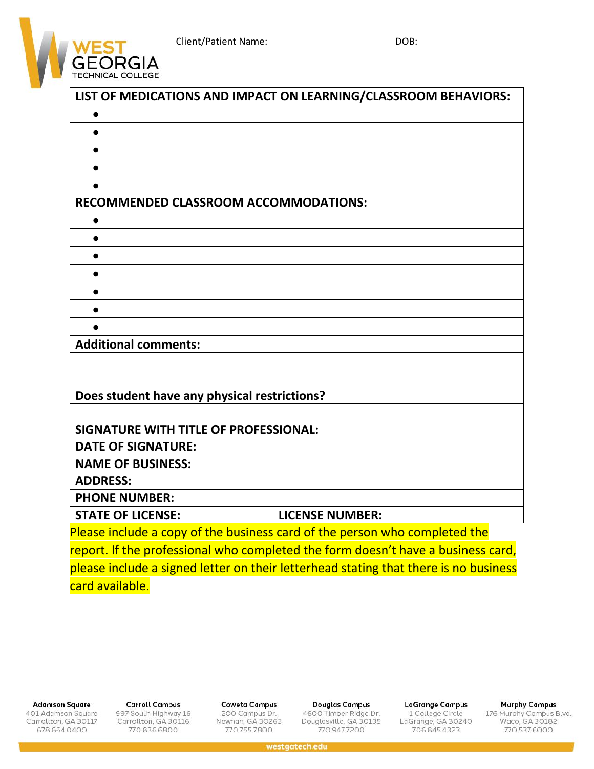Client/Patient Name: DOB:

| LIST OF MEDICATIONS AND IMPACT ON LEARNING/CLASSROOM BEHAVIORS: |
|---|
| • |
| • |
| • |
| • |
| • |
| **RECOMMENDED CLASSROOM ACCOMMODATIONS:** |
| • |
| • |
| • |
| • |
| • |
| • |
| • |
| **Additional comments:** |
| |
| |
| **Does student have any physical restrictions?** |
| |
| **SIGNATURE WITH TITLE OF PROFESSIONAL:** |
| **DATE OF SIGNATURE:** |
| **NAME OF BUSINESS:** |
| **ADDRESS:** |
| **PHONE NUMBER:** |
| **STATE OF LICENSE:** **LICENSE NUMBER:** |

Please include a copy of the business card of the person who completed the report. If the professional who completed the form doesn't have a business card, please include a signed letter on their letterhead stating that there is no business card available.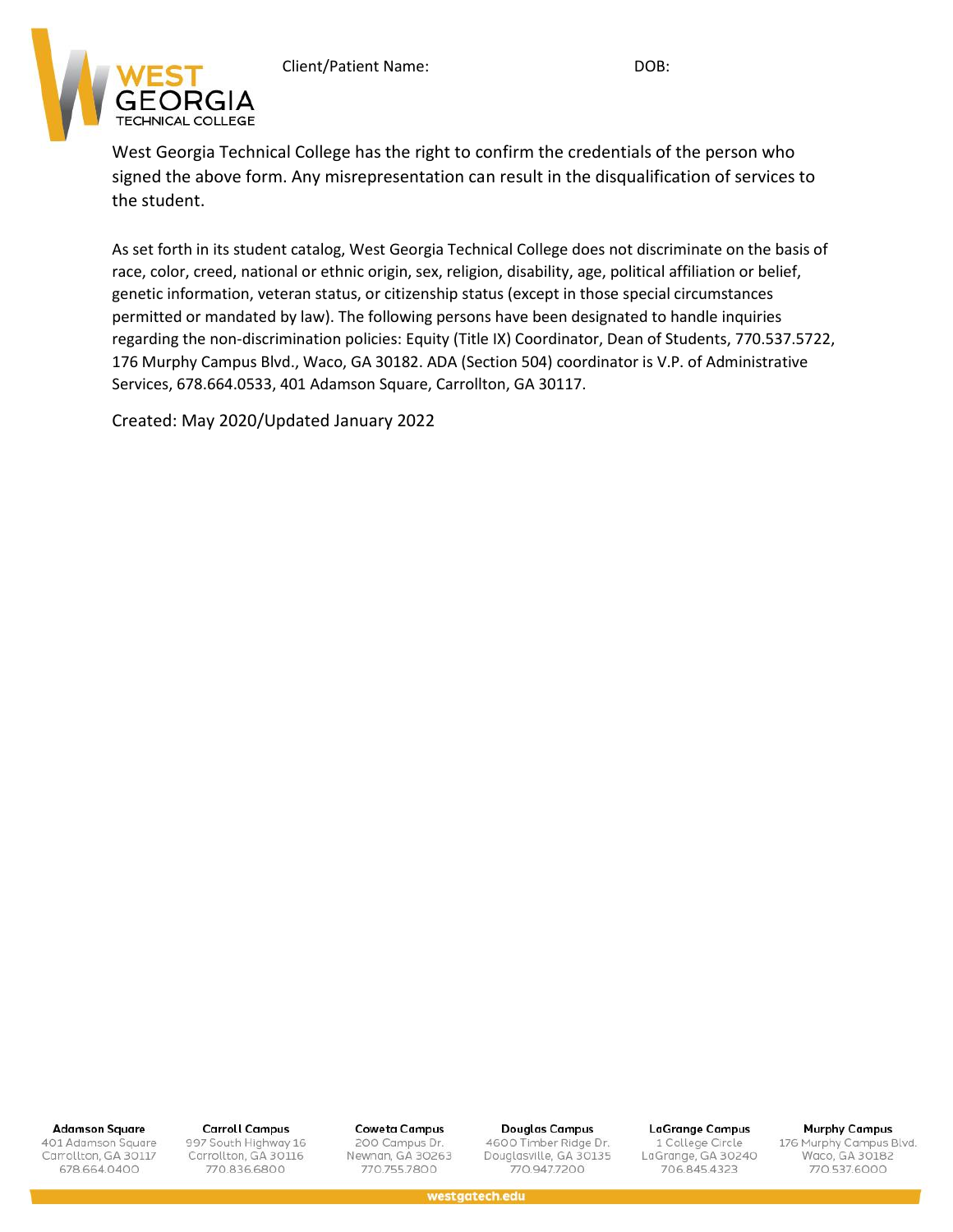Client/Patient Name: DOB:

West Georgia Technical College has the right to confirm the credentials of the person who signed the above form. Any misrepresentation can result in the disqualification of services to the student.

As set forth in its student catalog, West Georgia Technical College does not discriminate on the basis of race, color, creed, national or ethnic origin, sex, religion, disability, age, political affiliation or belief, genetic information, veteran status, or citizenship status (except in those special circumstances permitted or mandated by law). The following persons have been designated to handle inquiries regarding the non-discrimination policies: Equity (Title IX) Coordinator, Dean of Students, 770.537.5722, 176 Murphy Campus Blvd., Waco, GA 30182. ADA (Section 504) coordinator is V.P. of Administrative Services, 678.664.0533, 401 Adamson Square, Carrollton, GA 30117.

Created: May 2020/Updated January 2022